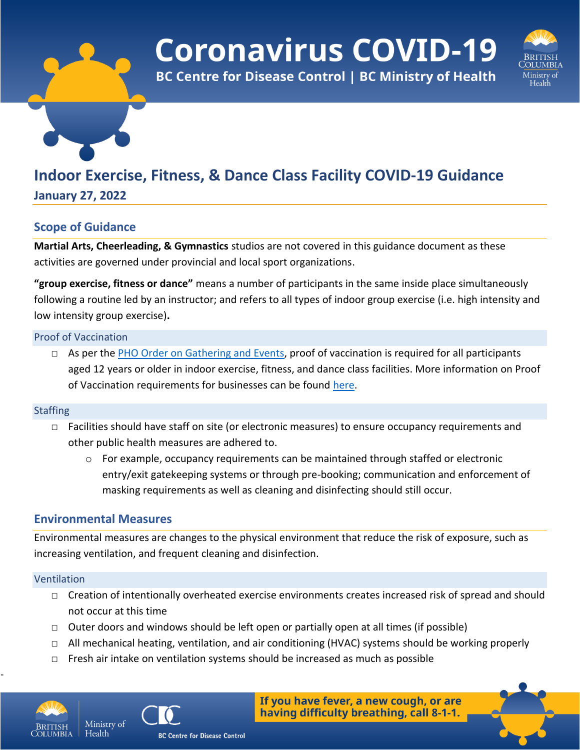# Coronavirus COVID-19

**BC Centre for Disease Control | BC Ministry of Health**

## Indoor Exercise, Fitness, & Dance Class Facility COVID-19 Guidance

**January 27, 2022**

### Scope of Guidance

**Martial Arts, Cheerleading, & Gymnastics** studios are not covered in this guidance document as these activities are governed under provincial and local sport organizations.

**"group exercise, fitness or dance"** means a number of participants in the same inside place simultaneously following a routine led by an instructor; and refers to all types of indoor group exercise (i.e. high intensity and low intensity group exercise)**.**

#### Proof of Vaccination

- As per the PHO Order on Gathering and Events, proof of vaccination is required for all participants aged 12 years or older in indoor exercise, fitness, and dance class facilities. More information on Proof of Vaccination requirements for businesses can be found here.

#### Staffing

- Facilities should have staff on site (or electronic measures) to ensure occupancy requirements and other public health measures are adhered to.
  - For example, occupancy requirements can be maintained through staffed or electronic entry/exit gatekeeping systems or through pre-booking; communication and enforcement of masking requirements as well as cleaning and disinfecting should still occur.

### Environmental Measures

Environmental measures are changes to the physical environment that reduce the risk of exposure, such as increasing ventilation, and frequent cleaning and disinfection.

#### Ventilation

- Creation of intentionally overheated exercise environments creates increased risk of spread and should not occur at this time
- Outer doors and windows should be left open or partially open at all times (if possible)
- All mechanical heating, ventilation, and air conditioning (HVAC) systems should be working properly
- Fresh air intake on ventilation systems should be increased as much as possible

**If you have fever, a new cough, or are having difficulty breathing, call 8-1-1.**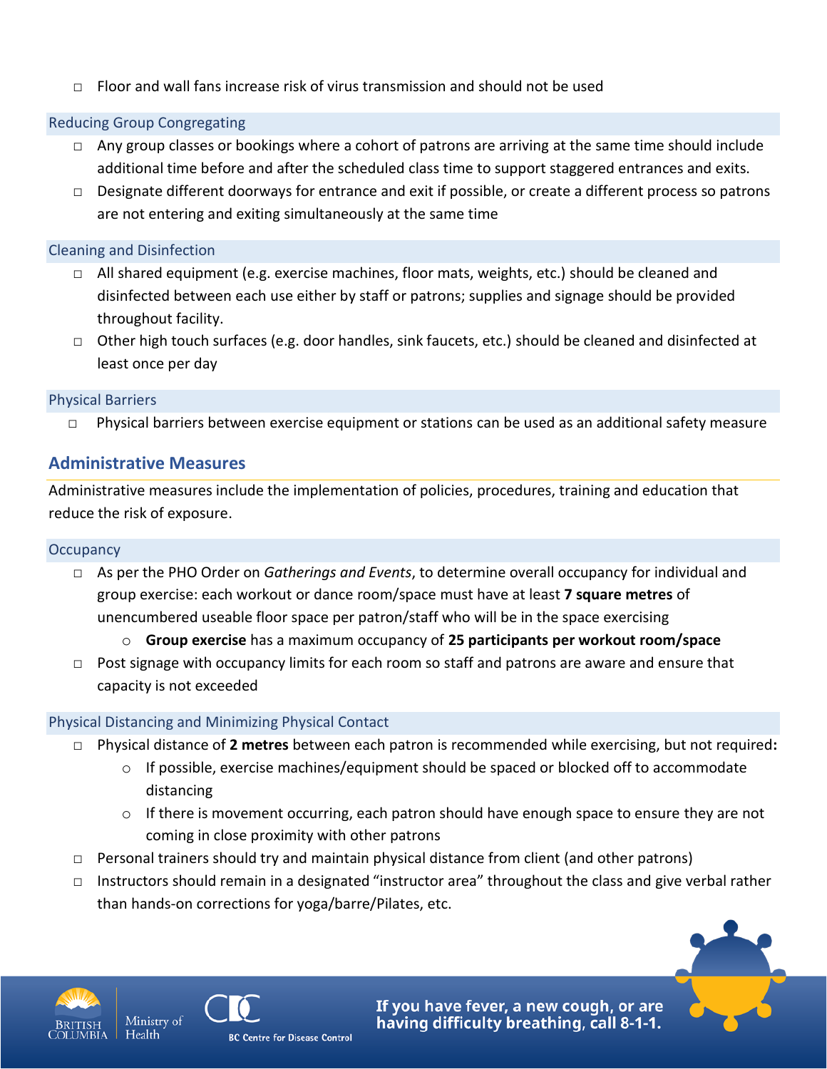- Floor and wall fans increase risk of virus transmission and should not be used

### Reducing Group Congregating

- Any group classes or bookings where a cohort of patrons are arriving at the same time should include additional time before and after the scheduled class time to support staggered entrances and exits.
- Designate different doorways for entrance and exit if possible, or create a different process so patrons are not entering and exiting simultaneously at the same time

### Cleaning and Disinfection

- All shared equipment (e.g. exercise machines, floor mats, weights, etc.) should be cleaned and disinfected between each use either by staff or patrons; supplies and signage should be provided throughout facility.
- Other high touch surfaces (e.g. door handles, sink faucets, etc.) should be cleaned and disinfected at least once per day

### Physical Barriers

- Physical barriers between exercise equipment or stations can be used as an additional safety measure

## Administrative Measures

Administrative measures include the implementation of policies, procedures, training and education that reduce the risk of exposure.

### Occupancy

- As per the PHO Order on *Gatherings and Events*, to determine overall occupancy for individual and group exercise: each workout or dance room/space must have at least **7 square metres** of unencumbered useable floor space per patron/staff who will be in the space exercising
  - **Group exercise** has a maximum occupancy of **25 participants per workout room/space**
- Post signage with occupancy limits for each room so staff and patrons are aware and ensure that capacity is not exceeded

### Physical Distancing and Minimizing Physical Contact

- Physical distance of **2 metres** between each patron is recommended while exercising, but not required**:**
  - If possible, exercise machines/equipment should be spaced or blocked off to accommodate distancing
  - If there is movement occurring, each patron should have enough space to ensure they are not coming in close proximity with other patrons
- Personal trainers should try and maintain physical distance from client (and other patrons)
- Instructors should remain in a designated "instructor area" throughout the class and give verbal rather than hands-on corrections for yoga/barre/Pilates, etc.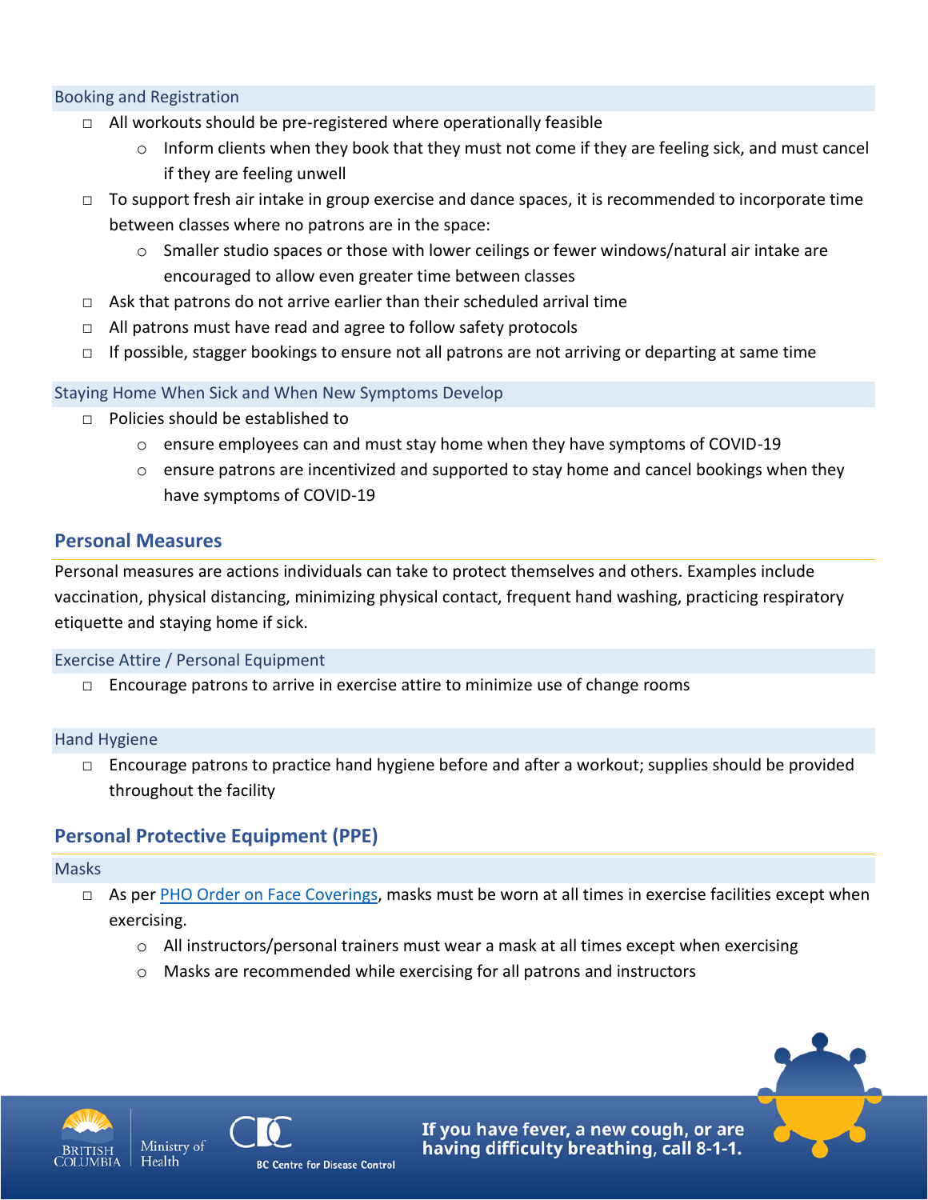### Booking and Registration

- All workouts should be pre-registered where operationally feasible
  - Inform clients when they book that they must not come if they are feeling sick, and must cancel if they are feeling unwell
- To support fresh air intake in group exercise and dance spaces, it is recommended to incorporate time between classes where no patrons are in the space:
  - Smaller studio spaces or those with lower ceilings or fewer windows/natural air intake are encouraged to allow even greater time between classes
- Ask that patrons do not arrive earlier than their scheduled arrival time
- All patrons must have read and agree to follow safety protocols
- If possible, stagger bookings to ensure not all patrons are not arriving or departing at same time

### Staying Home When Sick and When New Symptoms Develop

- Policies should be established to
  - ensure employees can and must stay home when they have symptoms of COVID-19
  - ensure patrons are incentivized and supported to stay home and cancel bookings when they have symptoms of COVID-19

## Personal Measures

Personal measures are actions individuals can take to protect themselves and others. Examples include vaccination, physical distancing, minimizing physical contact, frequent hand washing, practicing respiratory etiquette and staying home if sick.

### Exercise Attire / Personal Equipment

- Encourage patrons to arrive in exercise attire to minimize use of change rooms

### Hand Hygiene

- Encourage patrons to practice hand hygiene before and after a workout; supplies should be provided throughout the facility

## Personal Protective Equipment (PPE)

### Masks

- As per PHO Order on Face Coverings, masks must be worn at all times in exercise facilities except when exercising.
  - All instructors/personal trainers must wear a mask at all times except when exercising
  - Masks are recommended while exercising for all patrons and instructors

If you have fever, a new cough, or are having difficulty breathing, call 8-1-1.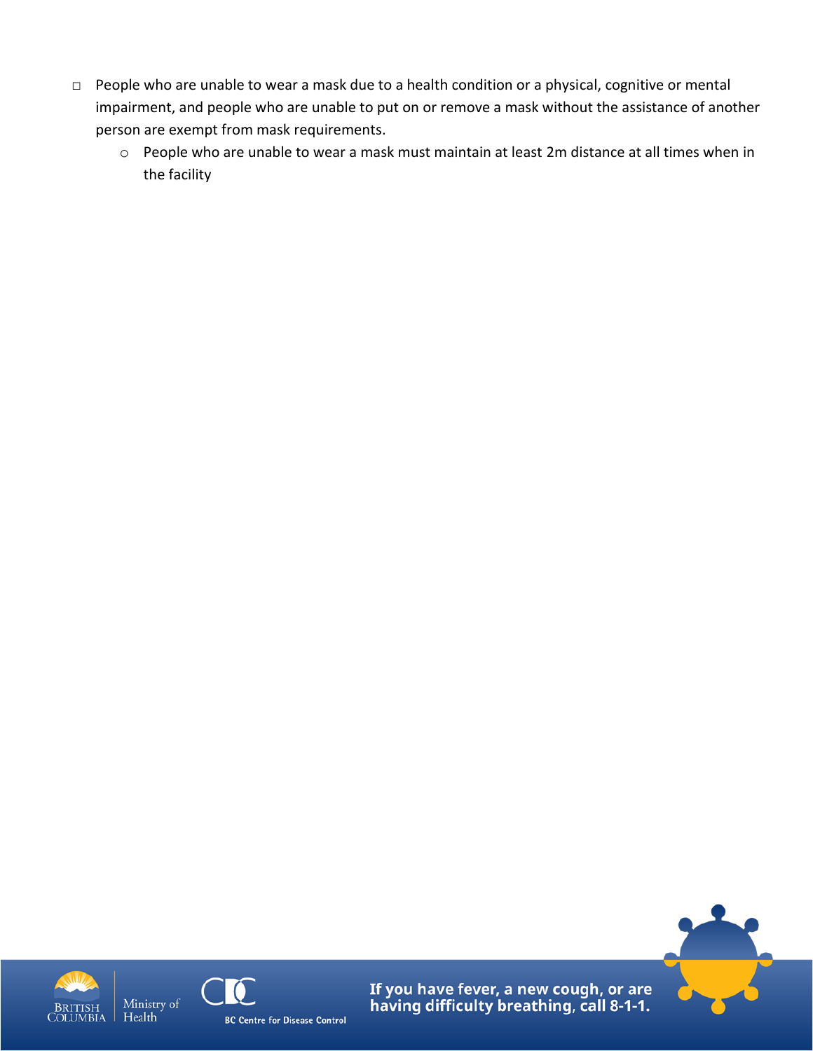- People who are unable to wear a mask due to a health condition or a physical, cognitive or mental impairment, and people who are unable to put on or remove a mask without the assistance of another person are exempt from mask requirements.
  - People who are unable to wear a mask must maintain at least 2m distance at all times when in the facility